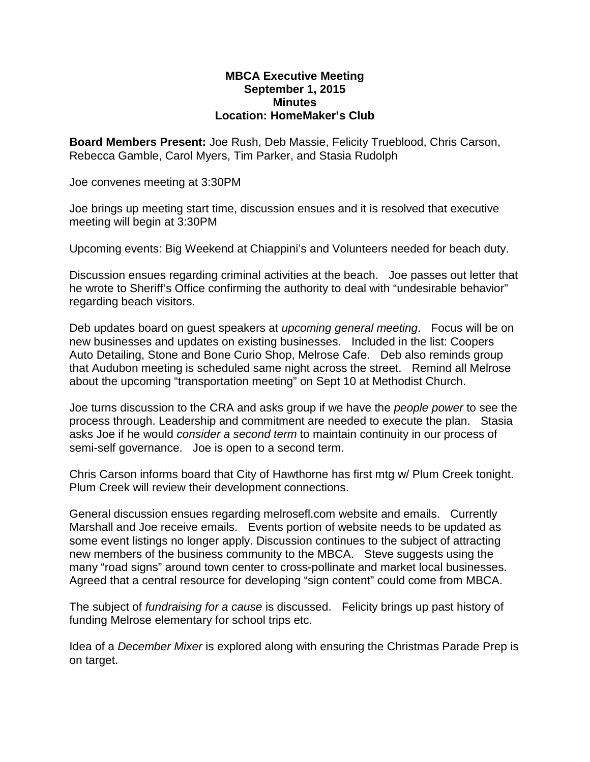**MBCA Executive Meeting**
**September 1, 2015**
**Minutes**
**Location: HomeMaker's Club**

**Board Members Present:** Joe Rush, Deb Massie, Felicity Trueblood, Chris Carson, Rebecca Gamble, Carol Myers, Tim Parker, and Stasia Rudolph

Joe convenes meeting at 3:30PM

Joe brings up meeting start time, discussion ensues and it is resolved that executive meeting will begin at 3:30PM

Upcoming events: Big Weekend at Chiappini's and Volunteers needed for beach duty.

Discussion ensues regarding criminal activities at the beach. Joe passes out letter that he wrote to Sheriff's Office confirming the authority to deal with "undesirable behavior" regarding beach visitors.

Deb updates board on guest speakers at *upcoming general meeting*. Focus will be on new businesses and updates on existing businesses. Included in the list: Coopers Auto Detailing, Stone and Bone Curio Shop, Melrose Cafe. Deb also reminds group that Audubon meeting is scheduled same night across the street. Remind all Melrose about the upcoming "transportation meeting" on Sept 10 at Methodist Church.

Joe turns discussion to the CRA and asks group if we have the *people power* to see the process through. Leadership and commitment are needed to execute the plan. Stasia asks Joe if he would *consider a second term* to maintain continuity in our process of semi-self governance. Joe is open to a second term.

Chris Carson informs board that City of Hawthorne has first mtg w/ Plum Creek tonight. Plum Creek will review their development connections.

General discussion ensues regarding melrosefl.com website and emails. Currently Marshall and Joe receive emails. Events portion of website needs to be updated as some event listings no longer apply. Discussion continues to the subject of attracting new members of the business community to the MBCA. Steve suggests using the many "road signs" around town center to cross-pollinate and market local businesses. Agreed that a central resource for developing "sign content" could come from MBCA.

The subject of *fundraising for a cause* is discussed. Felicity brings up past history of funding Melrose elementary for school trips etc.

Idea of a *December Mixer* is explored along with ensuring the Christmas Parade Prep is on target.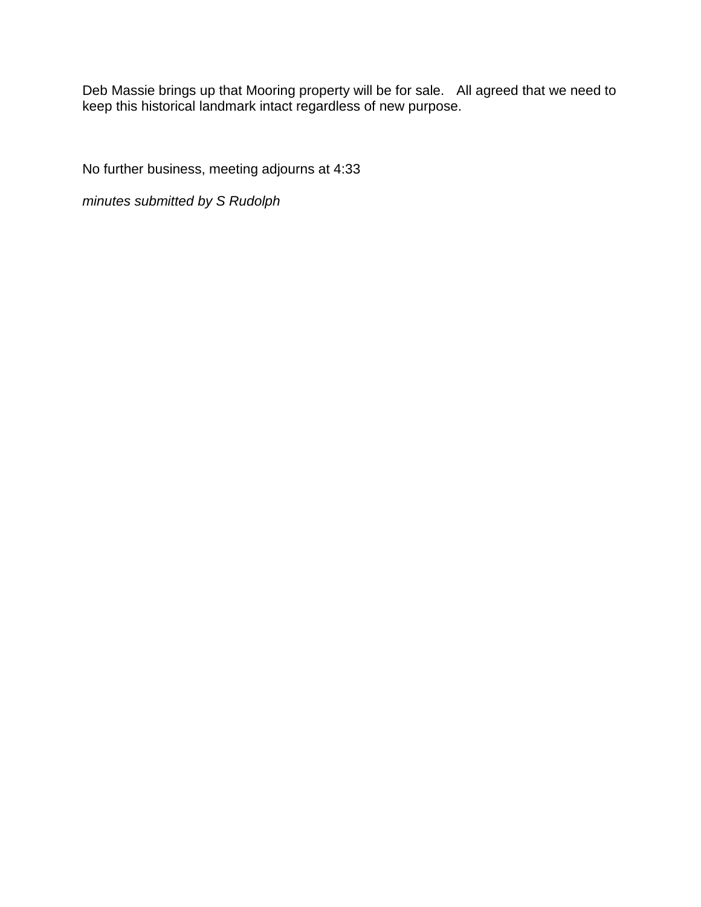Deb Massie brings up that Mooring property will be for sale. All agreed that we need to keep this historical landmark intact regardless of new purpose.

No further business, meeting adjourns at 4:33

*minutes submitted by S Rudolph*